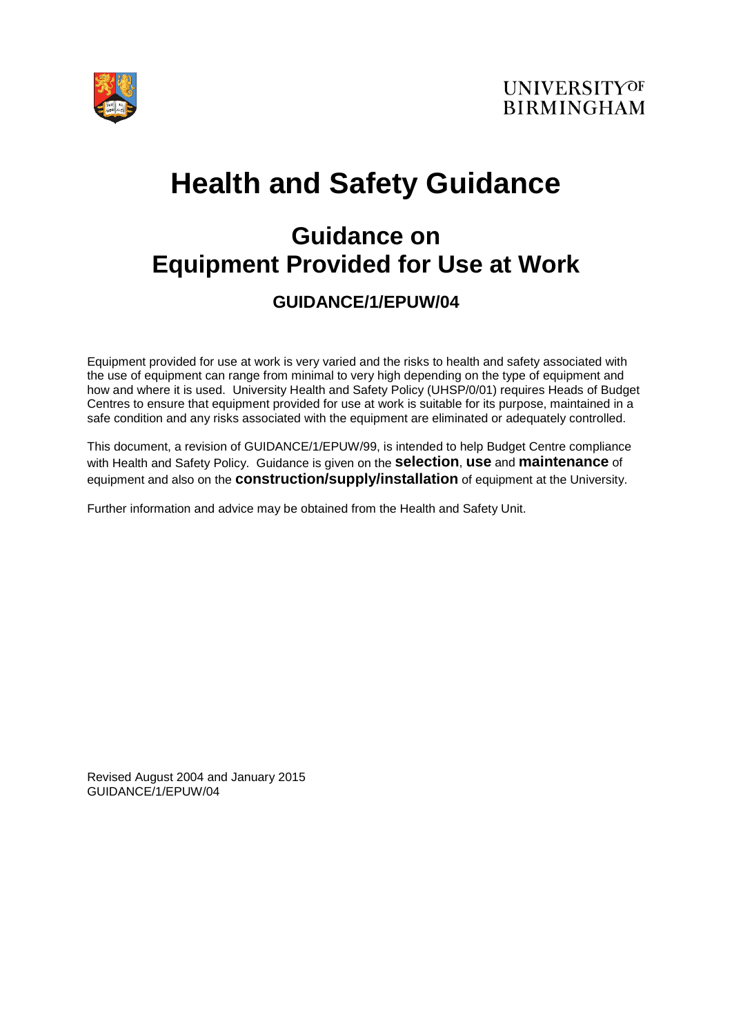UNIVERSITY OF BIRMINGHAM

# Health and Safety Guidance

## Guidance on Equipment Provided for Use at Work

### GUIDANCE/1/EPUW/04

Equipment provided for use at work is very varied and the risks to health and safety associated with the use of equipment can range from minimal to very high depending on the type of equipment and how and where it is used. University Health and Safety Policy (UHSP/0/01) requires Heads of Budget Centres to ensure that equipment provided for use at work is suitable for its purpose, maintained in a safe condition and any risks associated with the equipment are eliminated or adequately controlled.

This document, a revision of GUIDANCE/1/EPUW/99, is intended to help Budget Centre compliance with Health and Safety Policy. Guidance is given on the **selection**, **use** and **maintenance** of equipment and also on the **construction/supply/installation** of equipment at the University.

Further information and advice may be obtained from the Health and Safety Unit.

Revised August 2004 and January 2015
GUIDANCE/1/EPUW/04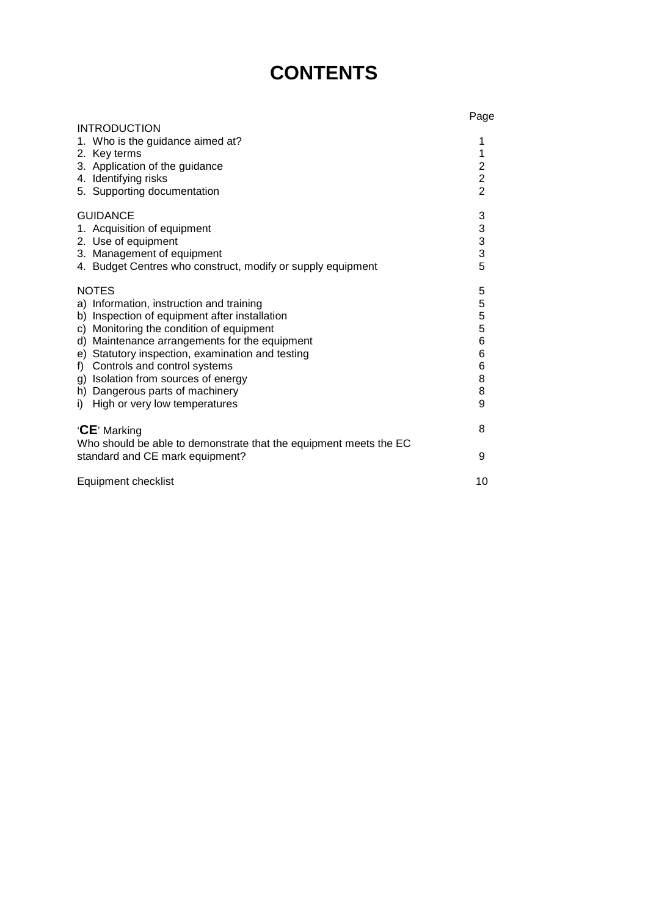# CONTENTS

| | Page |
|---|---|
| INTRODUCTION | |
| 1. Who is the guidance aimed at? | 1 |
| 2. Key terms | 1 |
| 3. Application of the guidance | 2 |
| 4. Identifying risks | 2 |
| 5. Supporting documentation | 2 |
| GUIDANCE | 3 |
| 1. Acquisition of equipment | 3 |
| 2. Use of equipment | 3 |
| 3. Management of equipment | 3 |
| 4. Budget Centres who construct, modify or supply equipment | 5 |
| NOTES | 5 |
| a) Information, instruction and training | 5 |
| b) Inspection of equipment after installation | 5 |
| c) Monitoring the condition of equipment | 5 |
| d) Maintenance arrangements for the equipment | 6 |
| e) Statutory inspection, examination and testing | 6 |
| f) Controls and control systems | 6 |
| g) Isolation from sources of energy | 8 |
| h) Dangerous parts of machinery | 8 |
| i) High or very low temperatures | 9 |
| '**CE**' Marking | 8 |
| Who should be able to demonstrate that the equipment meets the EC standard and CE mark equipment? | 9 |
| Equipment checklist | 10 |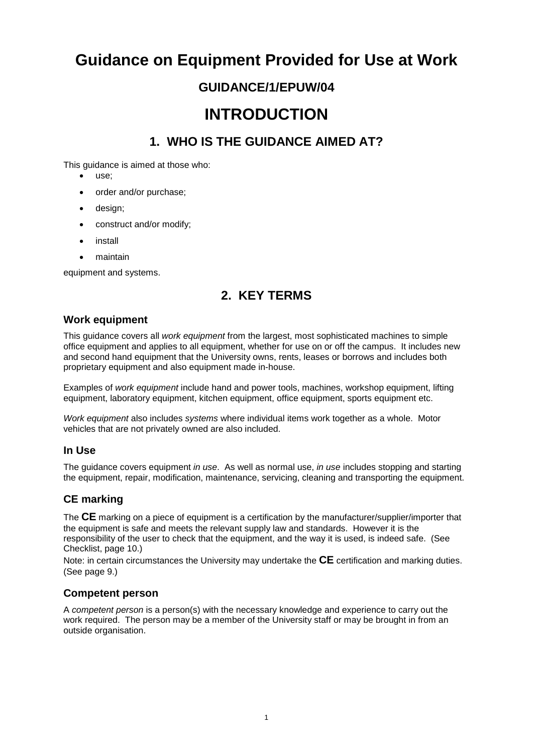# Guidance on Equipment Provided for Use at Work

## GUIDANCE/1/EPUW/04

# INTRODUCTION

## 1. WHO IS THE GUIDANCE AIMED AT?

This guidance is aimed at those who:

- use;
- order and/or purchase;
- design;
- construct and/or modify;
- install
- maintain

equipment and systems.

## 2. KEY TERMS

### Work equipment

This guidance covers all *work equipment* from the largest, most sophisticated machines to simple office equipment and applies to all equipment, whether for use on or off the campus. It includes new and second hand equipment that the University owns, rents, leases or borrows and includes both proprietary equipment and also equipment made in-house.

Examples of *work equipment* include hand and power tools, machines, workshop equipment, lifting equipment, laboratory equipment, kitchen equipment, office equipment, sports equipment etc.

*Work equipment* also includes *systems* where individual items work together as a whole. Motor vehicles that are not privately owned are also included.

### In Use

The guidance covers equipment *in use*. As well as normal use, *in use* includes stopping and starting the equipment, repair, modification, maintenance, servicing, cleaning and transporting the equipment.

### CE marking

The **CE** marking on a piece of equipment is a certification by the manufacturer/supplier/importer that the equipment is safe and meets the relevant supply law and standards. However it is the responsibility of the user to check that the equipment, and the way it is used, is indeed safe. (See Checklist, page 10.)

Note: in certain circumstances the University may undertake the **CE** certification and marking duties. (See page 9.)

### Competent person

A *competent person* is a person(s) with the necessary knowledge and experience to carry out the work required. The person may be a member of the University staff or may be brought in from an outside organisation.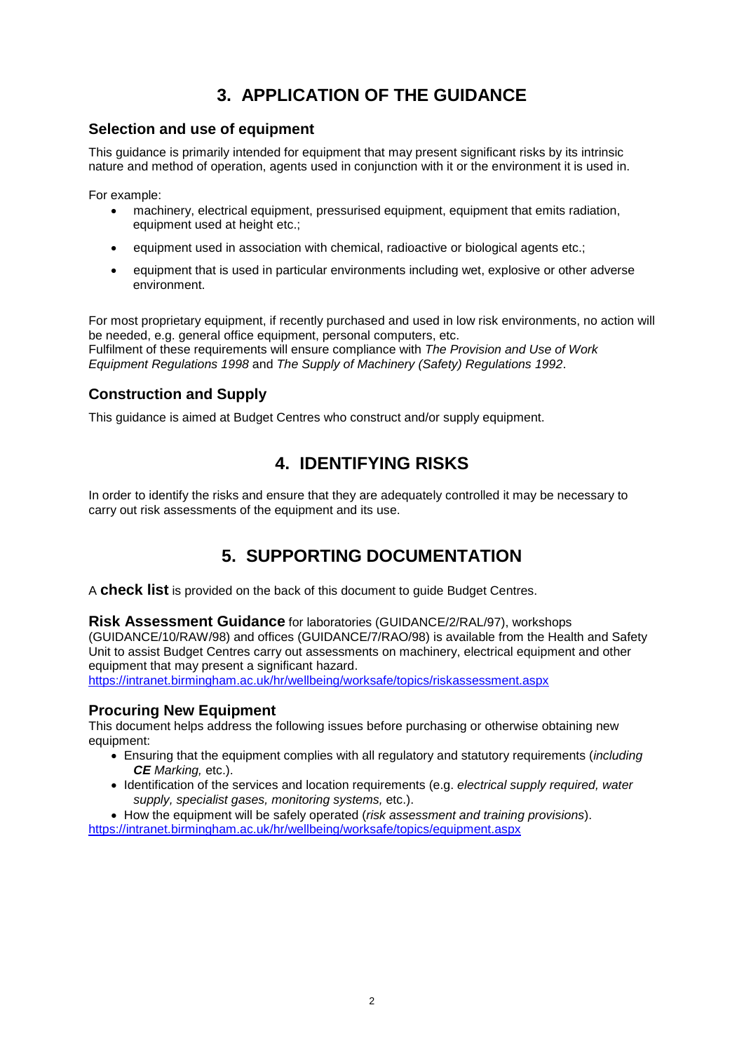## 3. APPLICATION OF THE GUIDANCE

### Selection and use of equipment

This guidance is primarily intended for equipment that may present significant risks by its intrinsic nature and method of operation, agents used in conjunction with it or the environment it is used in.

For example:

- machinery, electrical equipment, pressurised equipment, equipment that emits radiation, equipment used at height etc.;
- equipment used in association with chemical, radioactive or biological agents etc.;
- equipment that is used in particular environments including wet, explosive or other adverse environment.

For most proprietary equipment, if recently purchased and used in low risk environments, no action will be needed, e.g. general office equipment, personal computers, etc.
Fulfilment of these requirements will ensure compliance with *The Provision and Use of Work Equipment Regulations 1998* and *The Supply of Machinery (Safety) Regulations 1992*.

### Construction and Supply

This guidance is aimed at Budget Centres who construct and/or supply equipment.

## 4. IDENTIFYING RISKS

In order to identify the risks and ensure that they are adequately controlled it may be necessary to carry out risk assessments of the equipment and its use.

## 5. SUPPORTING DOCUMENTATION

A **check list** is provided on the back of this document to guide Budget Centres.

**Risk Assessment Guidance** for laboratories (GUIDANCE/2/RAL/97), workshops (GUIDANCE/10/RAW/98) and offices (GUIDANCE/7/RAO/98) is available from the Health and Safety Unit to assist Budget Centres carry out assessments on machinery, electrical equipment and other equipment that may present a significant hazard.
https://intranet.birmingham.ac.uk/hr/wellbeing/worksafe/topics/riskassessment.aspx

### Procuring New Equipment

This document helps address the following issues before purchasing or otherwise obtaining new equipment:

- Ensuring that the equipment complies with all regulatory and statutory requirements (*including **CE** Marking,* etc.).
- Identification of the services and location requirements (e.g. *electrical supply required, water supply, specialist gases, monitoring systems,* etc.).
- How the equipment will be safely operated (*risk assessment and training provisions*).

https://intranet.birmingham.ac.uk/hr/wellbeing/worksafe/topics/equipment.aspx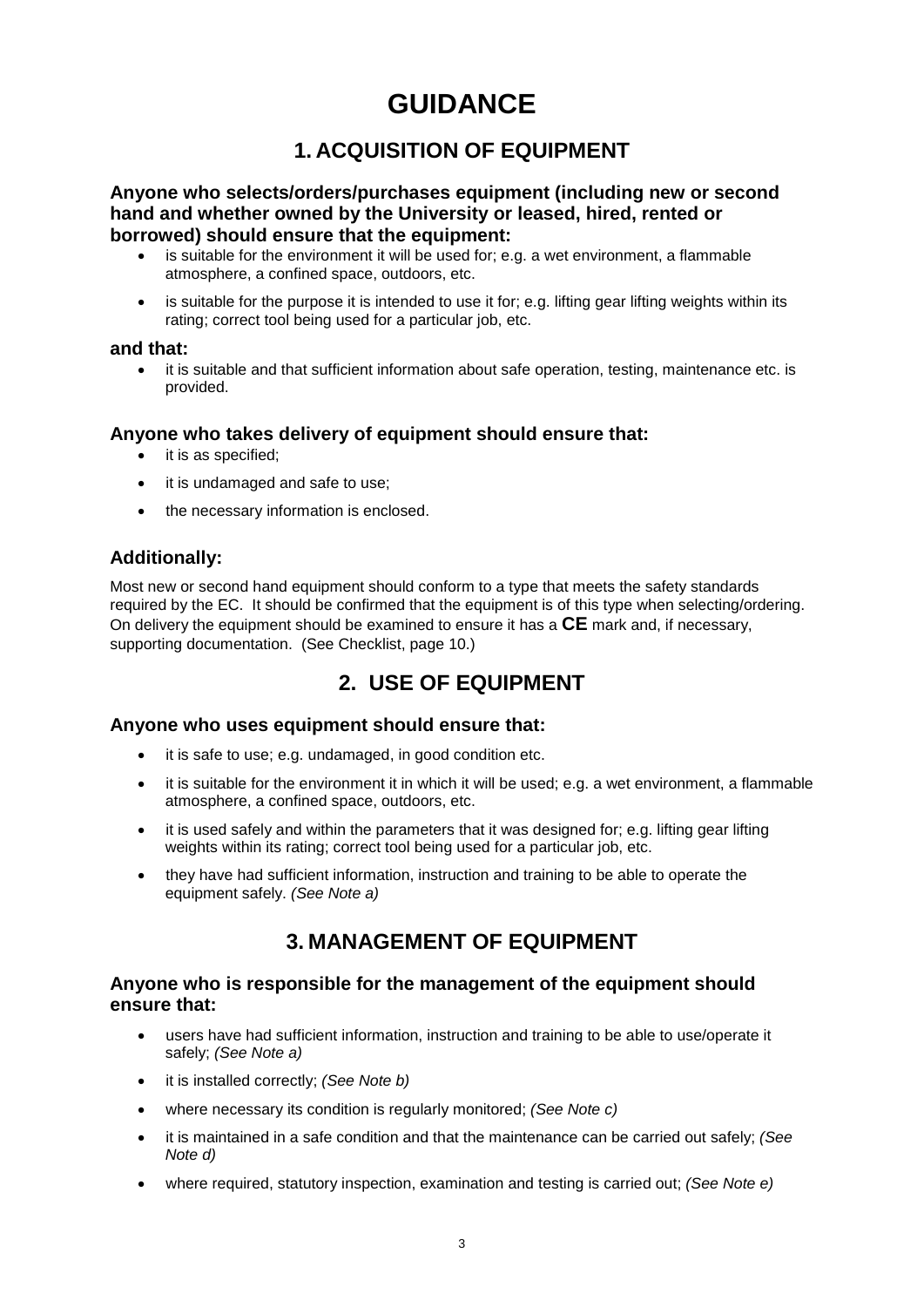# GUIDANCE

## 1. ACQUISITION OF EQUIPMENT

**Anyone who selects/orders/purchases equipment (including new or second hand and whether owned by the University or leased, hired, rented or borrowed) should ensure that the equipment:**

- is suitable for the environment it will be used for; e.g. a wet environment, a flammable atmosphere, a confined space, outdoors, etc.
- is suitable for the purpose it is intended to use it for; e.g. lifting gear lifting weights within its rating; correct tool being used for a particular job, etc.

**and that:**

- it is suitable and that sufficient information about safe operation, testing, maintenance etc. is provided.

### Anyone who takes delivery of equipment should ensure that:

- it is as specified;
- it is undamaged and safe to use;
- the necessary information is enclosed.

### Additionally:

Most new or second hand equipment should conform to a type that meets the safety standards required by the EC. It should be confirmed that the equipment is of this type when selecting/ordering. On delivery the equipment should be examined to ensure it has a **CE** mark and, if necessary, supporting documentation. (See Checklist, page 10.)

## 2. USE OF EQUIPMENT

### Anyone who uses equipment should ensure that:

- it is safe to use; e.g. undamaged, in good condition etc.
- it is suitable for the environment it in which it will be used; e.g. a wet environment, a flammable atmosphere, a confined space, outdoors, etc.
- it is used safely and within the parameters that it was designed for; e.g. lifting gear lifting weights within its rating; correct tool being used for a particular job, etc.
- they have had sufficient information, instruction and training to be able to operate the equipment safely. *(See Note a)*

## 3. MANAGEMENT OF EQUIPMENT

### Anyone who is responsible for the management of the equipment should ensure that:

- users have had sufficient information, instruction and training to be able to use/operate it safely; *(See Note a)*
- it is installed correctly; *(See Note b)*
- where necessary its condition is regularly monitored; *(See Note c)*
- it is maintained in a safe condition and that the maintenance can be carried out safely; *(See Note d)*
- where required, statutory inspection, examination and testing is carried out; *(See Note e)*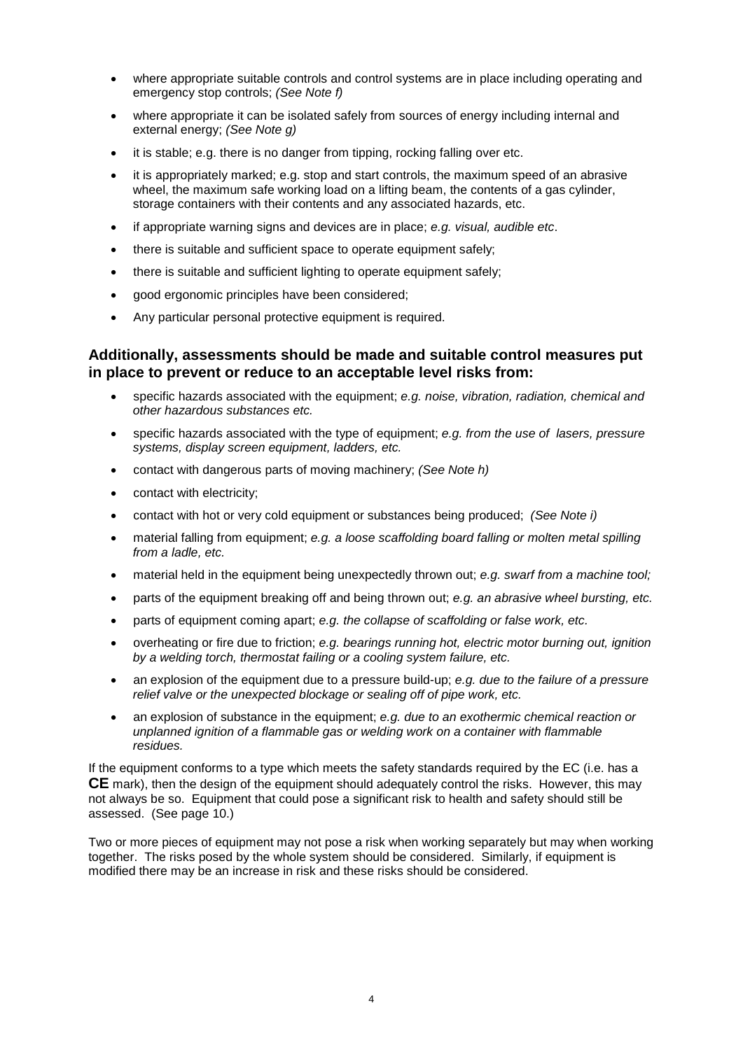- where appropriate suitable controls and control systems are in place including operating and emergency stop controls; *(See Note f)*
- where appropriate it can be isolated safely from sources of energy including internal and external energy; *(See Note g)*
- it is stable; e.g. there is no danger from tipping, rocking falling over etc.
- it is appropriately marked; e.g. stop and start controls, the maximum speed of an abrasive wheel, the maximum safe working load on a lifting beam, the contents of a gas cylinder, storage containers with their contents and any associated hazards, etc.
- if appropriate warning signs and devices are in place; *e.g. visual, audible etc*.
- there is suitable and sufficient space to operate equipment safely;
- there is suitable and sufficient lighting to operate equipment safely;
- good ergonomic principles have been considered;
- Any particular personal protective equipment is required.

### Additionally, assessments should be made and suitable control measures put in place to prevent or reduce to an acceptable level risks from:

- specific hazards associated with the equipment; *e.g. noise, vibration, radiation, chemical and other hazardous substances etc.*
- specific hazards associated with the type of equipment; *e.g. from the use of lasers, pressure systems, display screen equipment, ladders, etc.*
- contact with dangerous parts of moving machinery; *(See Note h)*
- contact with electricity;
- contact with hot or very cold equipment or substances being produced; *(See Note i)*
- material falling from equipment; *e.g. a loose scaffolding board falling or molten metal spilling from a ladle, etc.*
- material held in the equipment being unexpectedly thrown out; *e.g. swarf from a machine tool;*
- parts of the equipment breaking off and being thrown out; *e.g. an abrasive wheel bursting, etc.*
- parts of equipment coming apart; *e.g. the collapse of scaffolding or false work, etc.*
- overheating or fire due to friction; *e.g. bearings running hot, electric motor burning out, ignition by a welding torch, thermostat failing or a cooling system failure, etc.*
- an explosion of the equipment due to a pressure build-up; *e.g. due to the failure of a pressure relief valve or the unexpected blockage or sealing off of pipe work, etc.*
- an explosion of substance in the equipment; *e.g. due to an exothermic chemical reaction or unplanned ignition of a flammable gas or welding work on a container with flammable residues.*

If the equipment conforms to a type which meets the safety standards required by the EC (i.e. has a **CE** mark), then the design of the equipment should adequately control the risks. However, this may not always be so. Equipment that could pose a significant risk to health and safety should still be assessed. (See page 10.)

Two or more pieces of equipment may not pose a risk when working separately but may when working together. The risks posed by the whole system should be considered. Similarly, if equipment is modified there may be an increase in risk and these risks should be considered.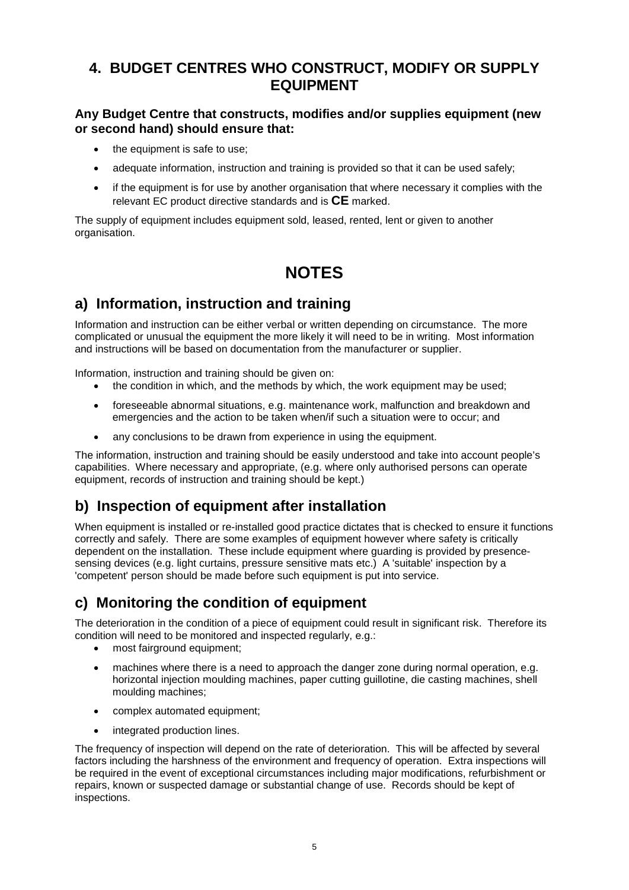## 4. BUDGET CENTRES WHO CONSTRUCT, MODIFY OR SUPPLY EQUIPMENT

**Any Budget Centre that constructs, modifies and/or supplies equipment (new or second hand) should ensure that:**

- the equipment is safe to use;
- adequate information, instruction and training is provided so that it can be used safely;
- if the equipment is for use by another organisation that where necessary it complies with the relevant EC product directive standards and is **CE** marked.

The supply of equipment includes equipment sold, leased, rented, lent or given to another organisation.

# NOTES

## a) Information, instruction and training

Information and instruction can be either verbal or written depending on circumstance. The more complicated or unusual the equipment the more likely it will need to be in writing. Most information and instructions will be based on documentation from the manufacturer or supplier.

Information, instruction and training should be given on:

- the condition in which, and the methods by which, the work equipment may be used;
- foreseeable abnormal situations, e.g. maintenance work, malfunction and breakdown and emergencies and the action to be taken when/if such a situation were to occur; and
- any conclusions to be drawn from experience in using the equipment.

The information, instruction and training should be easily understood and take into account people's capabilities. Where necessary and appropriate, (e.g. where only authorised persons can operate equipment, records of instruction and training should be kept.)

## b) Inspection of equipment after installation

When equipment is installed or re-installed good practice dictates that is checked to ensure it functions correctly and safely. There are some examples of equipment however where safety is critically dependent on the installation. These include equipment where guarding is provided by presence-sensing devices (e.g. light curtains, pressure sensitive mats etc.) A 'suitable' inspection by a 'competent' person should be made before such equipment is put into service.

## c) Monitoring the condition of equipment

The deterioration in the condition of a piece of equipment could result in significant risk. Therefore its condition will need to be monitored and inspected regularly, e.g.:

- most fairground equipment;
- machines where there is a need to approach the danger zone during normal operation, e.g. horizontal injection moulding machines, paper cutting guillotine, die casting machines, shell moulding machines;
- complex automated equipment;
- integrated production lines.

The frequency of inspection will depend on the rate of deterioration. This will be affected by several factors including the harshness of the environment and frequency of operation. Extra inspections will be required in the event of exceptional circumstances including major modifications, refurbishment or repairs, known or suspected damage or substantial change of use. Records should be kept of inspections.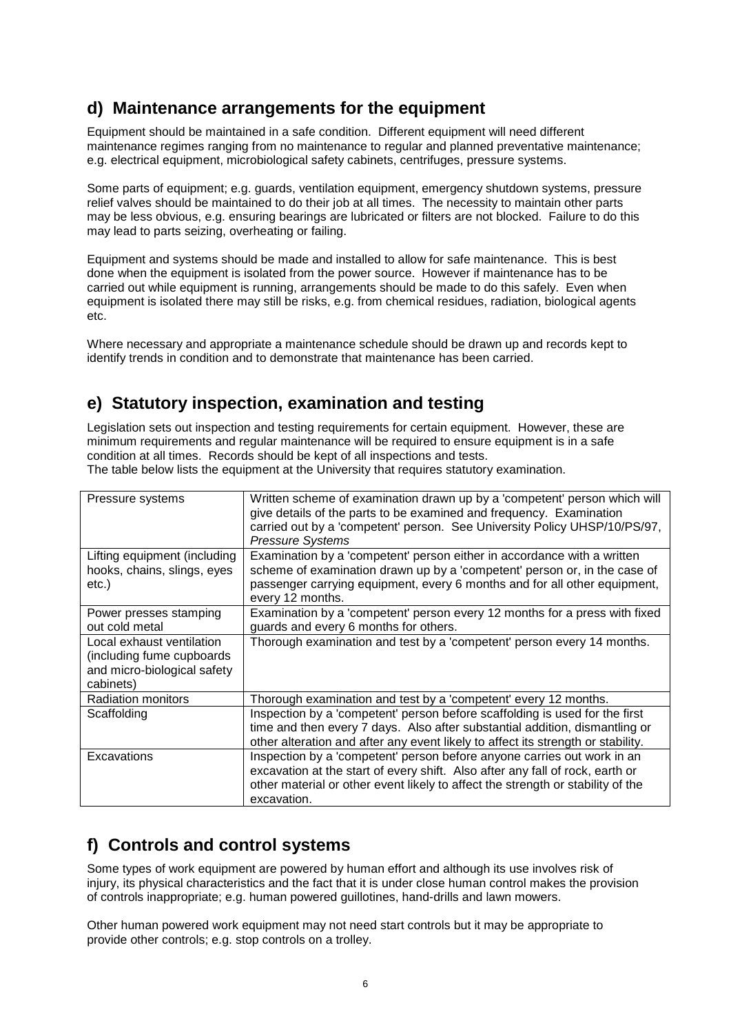## d) Maintenance arrangements for the equipment

Equipment should be maintained in a safe condition. Different equipment will need different maintenance regimes ranging from no maintenance to regular and planned preventative maintenance; e.g. electrical equipment, microbiological safety cabinets, centrifuges, pressure systems.

Some parts of equipment; e.g. guards, ventilation equipment, emergency shutdown systems, pressure relief valves should be maintained to do their job at all times. The necessity to maintain other parts may be less obvious, e.g. ensuring bearings are lubricated or filters are not blocked. Failure to do this may lead to parts seizing, overheating or failing.

Equipment and systems should be made and installed to allow for safe maintenance. This is best done when the equipment is isolated from the power source. However if maintenance has to be carried out while equipment is running, arrangements should be made to do this safely. Even when equipment is isolated there may still be risks, e.g. from chemical residues, radiation, biological agents etc.

Where necessary and appropriate a maintenance schedule should be drawn up and records kept to identify trends in condition and to demonstrate that maintenance has been carried.

## e) Statutory inspection, examination and testing

Legislation sets out inspection and testing requirements for certain equipment. However, these are minimum requirements and regular maintenance will be required to ensure equipment is in a safe condition at all times. Records should be kept of all inspections and tests.
The table below lists the equipment at the University that requires statutory examination.

| | |
|---|---|
| Pressure systems | Written scheme of examination drawn up by a 'competent' person which will give details of the parts to be examined and frequency. Examination carried out by a 'competent' person. See University Policy UHSP/10/PS/97, *Pressure Systems* |
| Lifting equipment (including hooks, chains, slings, eyes etc.) | Examination by a 'competent' person either in accordance with a written scheme of examination drawn up by a 'competent' person or, in the case of passenger carrying equipment, every 6 months and for all other equipment, every 12 months. |
| Power presses stamping out cold metal | Examination by a 'competent' person every 12 months for a press with fixed guards and every 6 months for others. |
| Local exhaust ventilation (including fume cupboards and micro-biological safety cabinets) | Thorough examination and test by a 'competent' person every 14 months. |
| Radiation monitors | Thorough examination and test by a 'competent' every 12 months. |
| Scaffolding | Inspection by a 'competent' person before scaffolding is used for the first time and then every 7 days. Also after substantial addition, dismantling or other alteration and after any event likely to affect its strength or stability. |
| Excavations | Inspection by a 'competent' person before anyone carries out work in an excavation at the start of every shift. Also after any fall of rock, earth or other material or other event likely to affect the strength or stability of the excavation. |

## f) Controls and control systems

Some types of work equipment are powered by human effort and although its use involves risk of injury, its physical characteristics and the fact that it is under close human control makes the provision of controls inappropriate; e.g. human powered guillotines, hand-drills and lawn mowers.

Other human powered work equipment may not need start controls but it may be appropriate to provide other controls; e.g. stop controls on a trolley.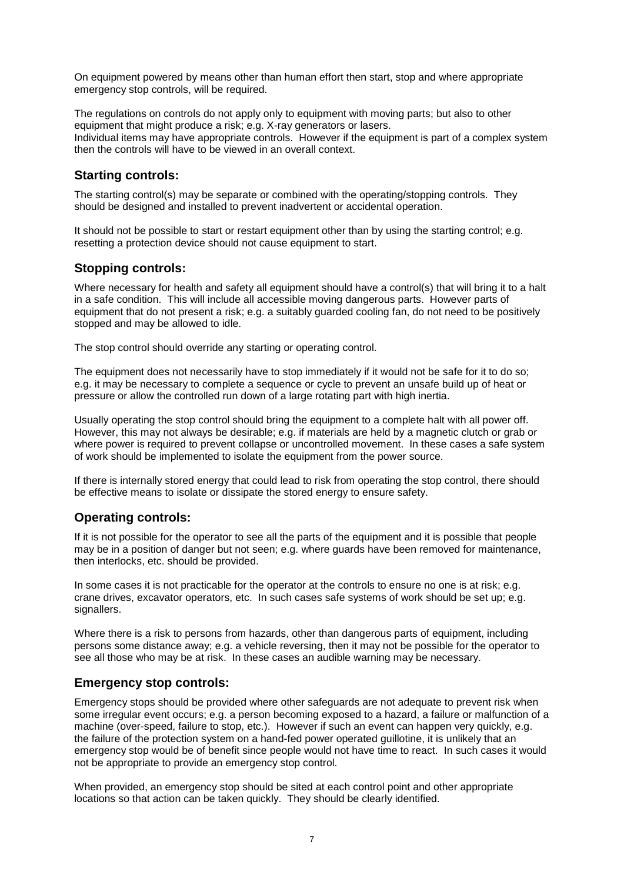On equipment powered by means other than human effort then start, stop and where appropriate emergency stop controls, will be required.

The regulations on controls do not apply only to equipment with moving parts; but also to other equipment that might produce a risk; e.g. X-ray generators or lasers.
Individual items may have appropriate controls. However if the equipment is part of a complex system then the controls will have to be viewed in an overall context.

## Starting controls:

The starting control(s) may be separate or combined with the operating/stopping controls. They should be designed and installed to prevent inadvertent or accidental operation.

It should not be possible to start or restart equipment other than by using the starting control; e.g. resetting a protection device should not cause equipment to start.

## Stopping controls:

Where necessary for health and safety all equipment should have a control(s) that will bring it to a halt in a safe condition. This will include all accessible moving dangerous parts. However parts of equipment that do not present a risk; e.g. a suitably guarded cooling fan, do not need to be positively stopped and may be allowed to idle.

The stop control should override any starting or operating control.

The equipment does not necessarily have to stop immediately if it would not be safe for it to do so; e.g. it may be necessary to complete a sequence or cycle to prevent an unsafe build up of heat or pressure or allow the controlled run down of a large rotating part with high inertia.

Usually operating the stop control should bring the equipment to a complete halt with all power off. However, this may not always be desirable; e.g. if materials are held by a magnetic clutch or grab or where power is required to prevent collapse or uncontrolled movement. In these cases a safe system of work should be implemented to isolate the equipment from the power source.

If there is internally stored energy that could lead to risk from operating the stop control, there should be effective means to isolate or dissipate the stored energy to ensure safety.

## Operating controls:

If it is not possible for the operator to see all the parts of the equipment and it is possible that people may be in a position of danger but not seen; e.g. where guards have been removed for maintenance, then interlocks, etc. should be provided.

In some cases it is not practicable for the operator at the controls to ensure no one is at risk; e.g. crane drives, excavator operators, etc. In such cases safe systems of work should be set up; e.g. signallers.

Where there is a risk to persons from hazards, other than dangerous parts of equipment, including persons some distance away; e.g. a vehicle reversing, then it may not be possible for the operator to see all those who may be at risk. In these cases an audible warning may be necessary.

## Emergency stop controls:

Emergency stops should be provided where other safeguards are not adequate to prevent risk when some irregular event occurs; e.g. a person becoming exposed to a hazard, a failure or malfunction of a machine (over-speed, failure to stop, etc.). However if such an event can happen very quickly, e.g. the failure of the protection system on a hand-fed power operated guillotine, it is unlikely that an emergency stop would be of benefit since people would not have time to react. In such cases it would not be appropriate to provide an emergency stop control.

When provided, an emergency stop should be sited at each control point and other appropriate locations so that action can be taken quickly. They should be clearly identified.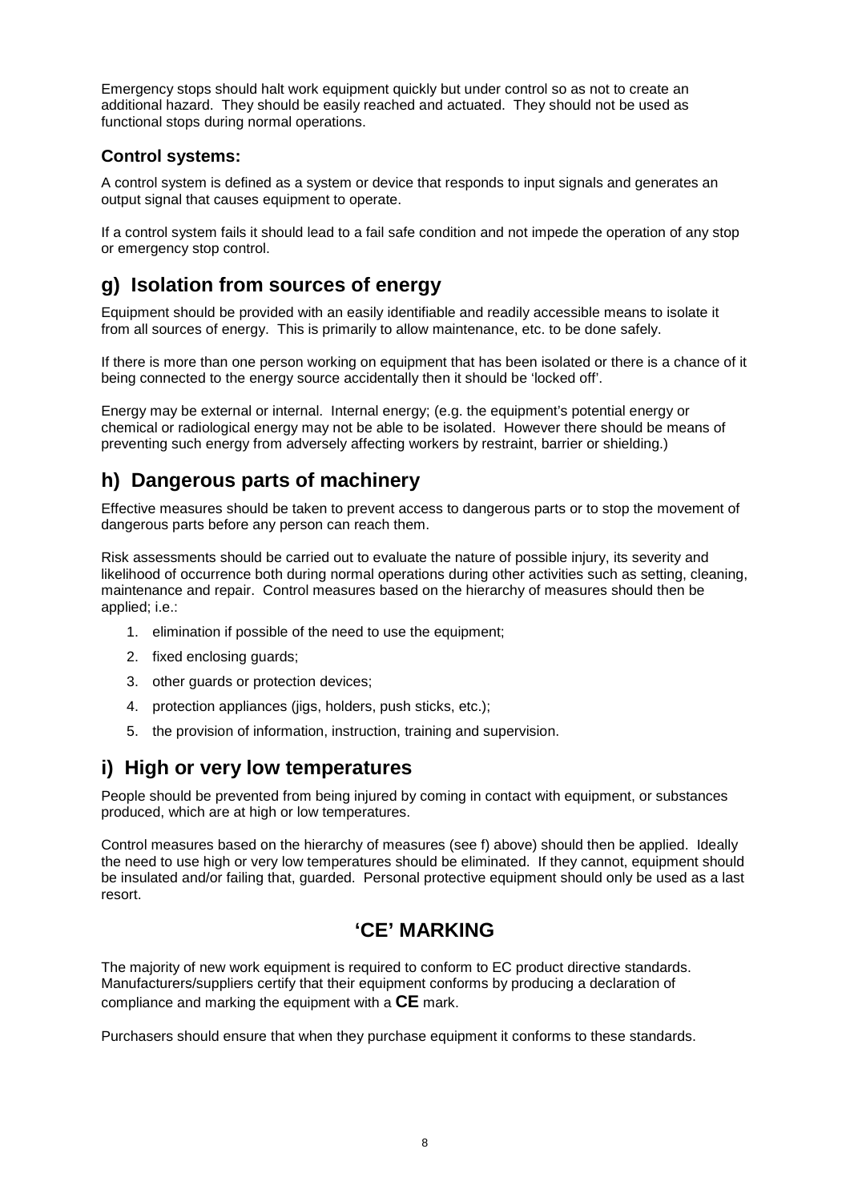Emergency stops should halt work equipment quickly but under control so as not to create an additional hazard. They should be easily reached and actuated. They should not be used as functional stops during normal operations.

### Control systems:

A control system is defined as a system or device that responds to input signals and generates an output signal that causes equipment to operate.

If a control system fails it should lead to a fail safe condition and not impede the operation of any stop or emergency stop control.

## g) Isolation from sources of energy

Equipment should be provided with an easily identifiable and readily accessible means to isolate it from all sources of energy. This is primarily to allow maintenance, etc. to be done safely.

If there is more than one person working on equipment that has been isolated or there is a chance of it being connected to the energy source accidentally then it should be 'locked off'.

Energy may be external or internal. Internal energy; (e.g. the equipment's potential energy or chemical or radiological energy may not be able to be isolated. However there should be means of preventing such energy from adversely affecting workers by restraint, barrier or shielding.)

## h) Dangerous parts of machinery

Effective measures should be taken to prevent access to dangerous parts or to stop the movement of dangerous parts before any person can reach them.

Risk assessments should be carried out to evaluate the nature of possible injury, its severity and likelihood of occurrence both during normal operations during other activities such as setting, cleaning, maintenance and repair. Control measures based on the hierarchy of measures should then be applied; i.e.:

1. elimination if possible of the need to use the equipment;
2. fixed enclosing guards;
3. other guards or protection devices;
4. protection appliances (jigs, holders, push sticks, etc.);
5. the provision of information, instruction, training and supervision.

## i) High or very low temperatures

People should be prevented from being injured by coming in contact with equipment, or substances produced, which are at high or low temperatures.

Control measures based on the hierarchy of measures (see f) above) should then be applied. Ideally the need to use high or very low temperatures should be eliminated. If they cannot, equipment should be insulated and/or failing that, guarded. Personal protective equipment should only be used as a last resort.

## 'CE' MARKING

The majority of new work equipment is required to conform to EC product directive standards. Manufacturers/suppliers certify that their equipment conforms by producing a declaration of compliance and marking the equipment with a **CE** mark.

Purchasers should ensure that when they purchase equipment it conforms to these standards.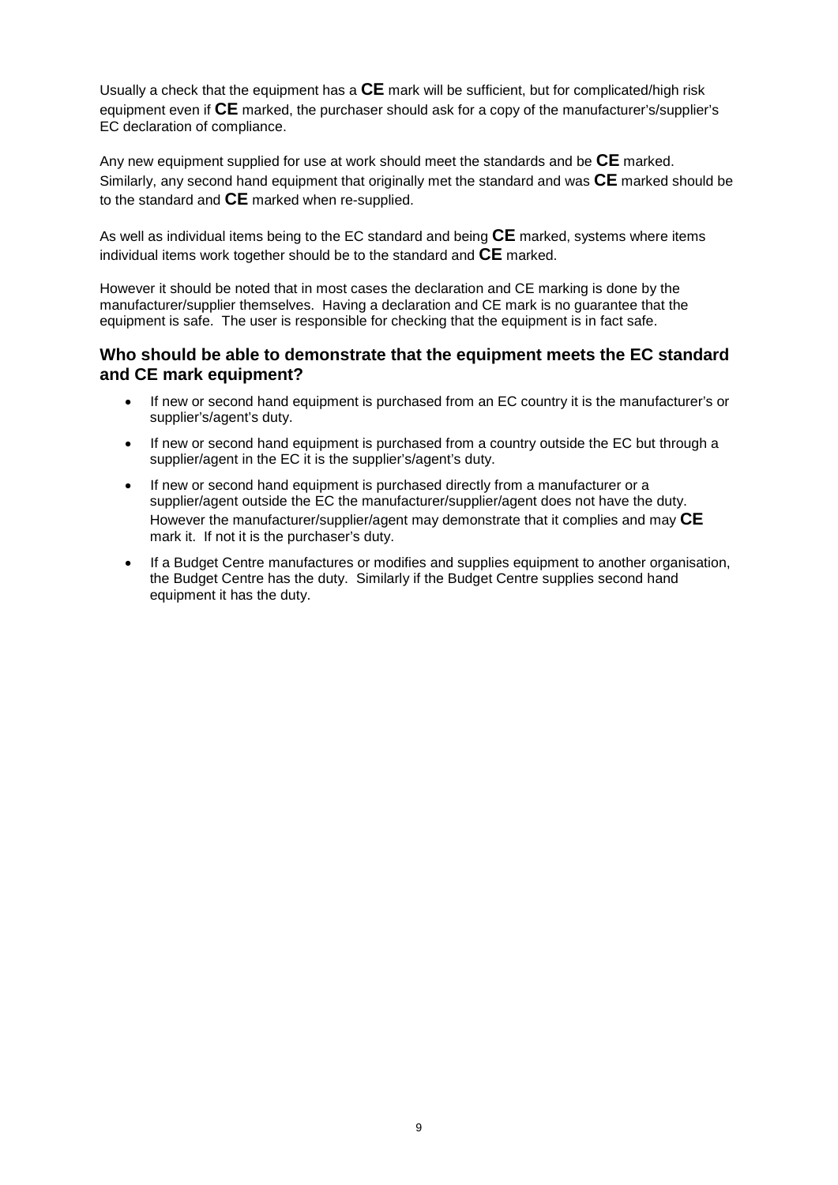Usually a check that the equipment has a **CE** mark will be sufficient, but for complicated/high risk equipment even if **CE** marked, the purchaser should ask for a copy of the manufacturer's/supplier's EC declaration of compliance.

Any new equipment supplied for use at work should meet the standards and be **CE** marked. Similarly, any second hand equipment that originally met the standard and was **CE** marked should be to the standard and **CE** marked when re-supplied.

As well as individual items being to the EC standard and being **CE** marked, systems where items individual items work together should be to the standard and **CE** marked.

However it should be noted that in most cases the declaration and CE marking is done by the manufacturer/supplier themselves. Having a declaration and CE mark is no guarantee that the equipment is safe. The user is responsible for checking that the equipment is in fact safe.

### Who should be able to demonstrate that the equipment meets the EC standard and CE mark equipment?

- If new or second hand equipment is purchased from an EC country it is the manufacturer's or supplier's/agent's duty.
- If new or second hand equipment is purchased from a country outside the EC but through a supplier/agent in the EC it is the supplier's/agent's duty.
- If new or second hand equipment is purchased directly from a manufacturer or a supplier/agent outside the EC the manufacturer/supplier/agent does not have the duty. However the manufacturer/supplier/agent may demonstrate that it complies and may **CE** mark it. If not it is the purchaser's duty.
- If a Budget Centre manufactures or modifies and supplies equipment to another organisation, the Budget Centre has the duty. Similarly if the Budget Centre supplies second hand equipment it has the duty.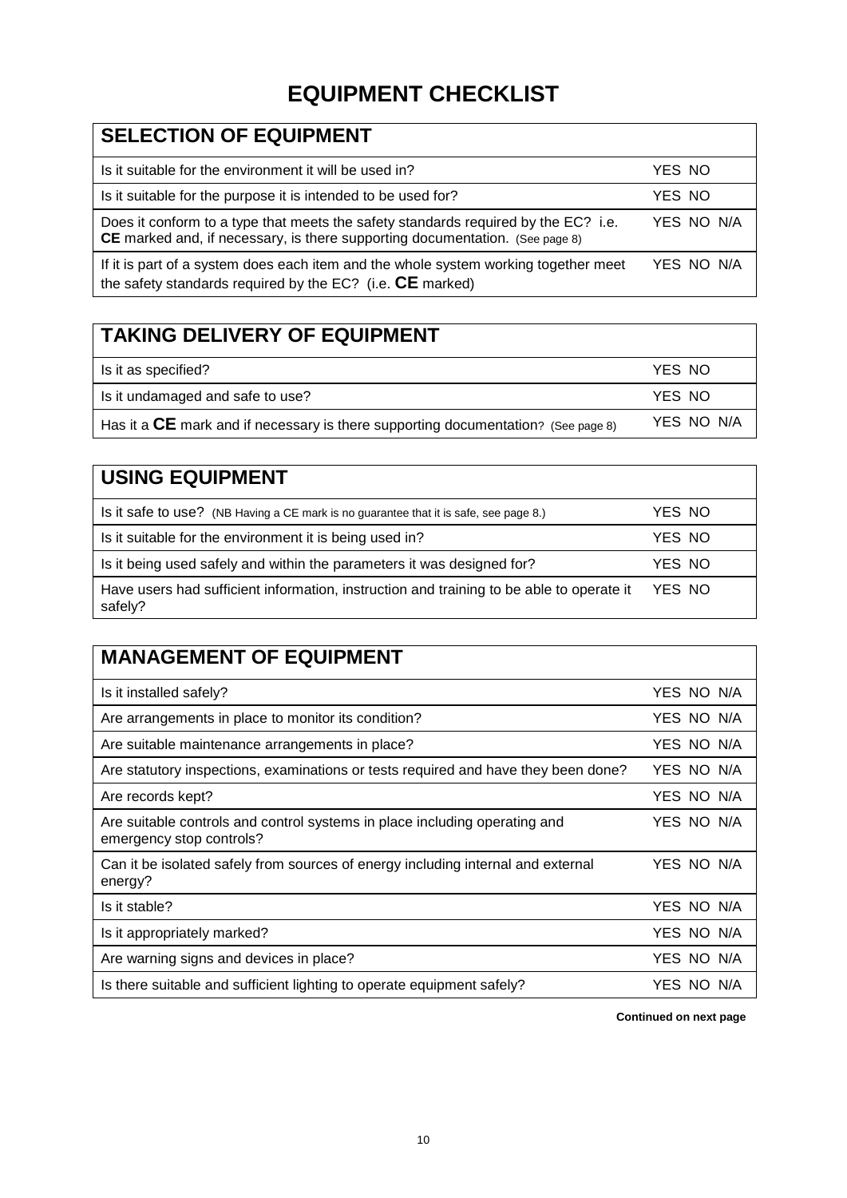# EQUIPMENT CHECKLIST

| SELECTION OF EQUIPMENT | |
|---|---|
| Is it suitable for the environment it will be used in? | YES NO |
| Is it suitable for the purpose it is intended to be used for? | YES NO |
| Does it conform to a type that meets the safety standards required by the EC? i.e. **CE** marked and, if necessary, is there supporting documentation. (See page 8) | YES NO N/A |
| If it is part of a system does each item and the whole system working together meet the safety standards required by the EC? (i.e. **CE** marked) | YES NO N/A |

| TAKING DELIVERY OF EQUIPMENT | |
|---|---|
| Is it as specified? | YES NO |
| Is it undamaged and safe to use? | YES NO |
| Has it a **CE** mark and if necessary is there supporting documentation? (See page 8) | YES NO N/A |

| USING EQUIPMENT | |
|---|---|
| Is it safe to use? (NB Having a CE mark is no guarantee that it is safe, see page 8.) | YES NO |
| Is it suitable for the environment it is being used in? | YES NO |
| Is it being used safely and within the parameters it was designed for? | YES NO |
| Have users had sufficient information, instruction and training to be able to operate it safely? | YES NO |

| MANAGEMENT OF EQUIPMENT | |
|---|---|
| Is it installed safely? | YES NO N/A |
| Are arrangements in place to monitor its condition? | YES NO N/A |
| Are suitable maintenance arrangements in place? | YES NO N/A |
| Are statutory inspections, examinations or tests required and have they been done? | YES NO N/A |
| Are records kept? | YES NO N/A |
| Are suitable controls and control systems in place including operating and emergency stop controls? | YES NO N/A |
| Can it be isolated safely from sources of energy including internal and external energy? | YES NO N/A |
| Is it stable? | YES NO N/A |
| Is it appropriately marked? | YES NO N/A |
| Are warning signs and devices in place? | YES NO N/A |
| Is there suitable and sufficient lighting to operate equipment safely? | YES NO N/A |

**Continued on next page**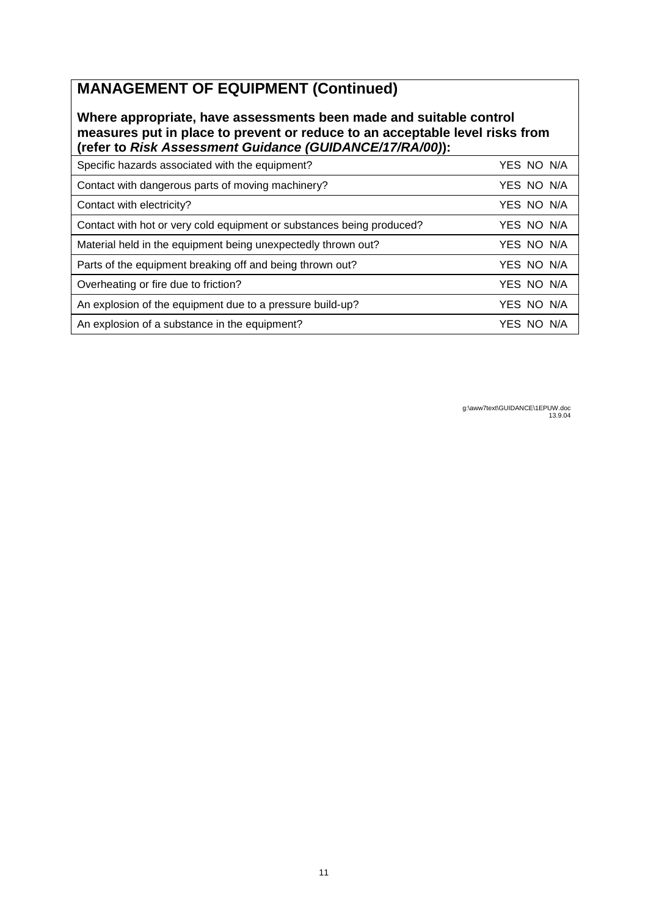## MANAGEMENT OF EQUIPMENT (Continued)

**Where appropriate, have assessments been made and suitable control measures put in place to prevent or reduce to an acceptable level risks from (refer to *Risk Assessment Guidance (GUIDANCE/17/RA/00)*):**

| | |
|---|---|
| Specific hazards associated with the equipment? | YES NO N/A |
| Contact with dangerous parts of moving machinery? | YES NO N/A |
| Contact with electricity? | YES NO N/A |
| Contact with hot or very cold equipment or substances being produced? | YES NO N/A |
| Material held in the equipment being unexpectedly thrown out? | YES NO N/A |
| Parts of the equipment breaking off and being thrown out? | YES NO N/A |
| Overheating or fire due to friction? | YES NO N/A |
| An explosion of the equipment due to a pressure build-up? | YES NO N/A |
| An explosion of a substance in the equipment? | YES NO N/A |

g:\aww7text\GUIDANCE\1EPUW.doc
13.9.04